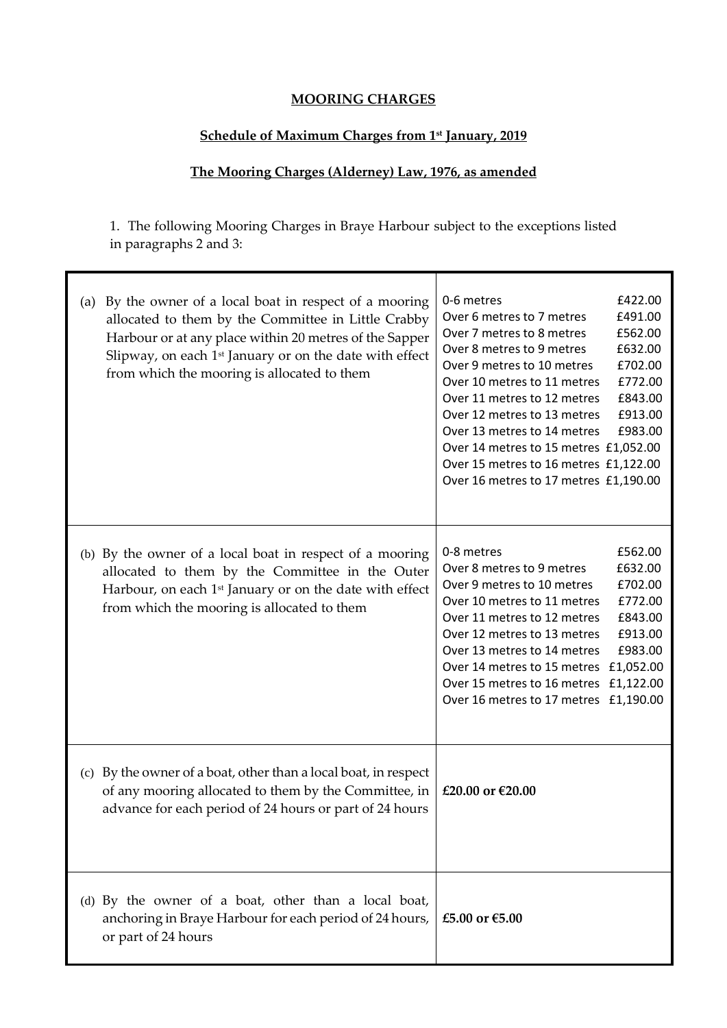**MOORING CHARGES**

**Schedule of Maximum Charges from 1st January, 2019**

**The Mooring Charges (Alderney) Law, 1976, as amended**

1. The following Mooring Charges in Braye Harbour subject to the exceptions listed in paragraphs 2 and 3:

| | |
|---|---|
| (a) By the owner of a local boat in respect of a mooring allocated to them by the Committee in Little Crabby Harbour or at any place within 20 metres of the Sapper Slipway, on each 1st January or on the date with effect from which the mooring is allocated to them | 0-6 metres £422.00<br>Over 6 metres to 7 metres £491.00<br>Over 7 metres to 8 metres £562.00<br>Over 8 metres to 9 metres £632.00<br>Over 9 metres to 10 metres £702.00<br>Over 10 metres to 11 metres £772.00<br>Over 11 metres to 12 metres £843.00<br>Over 12 metres to 13 metres £913.00<br>Over 13 metres to 14 metres £983.00<br>Over 14 metres to 15 metres £1,052.00<br>Over 15 metres to 16 metres £1,122.00<br>Over 16 metres to 17 metres £1,190.00 |
| (b) By the owner of a local boat in respect of a mooring allocated to them by the Committee in the Outer Harbour, on each 1st January or on the date with effect from which the mooring is allocated to them | 0-8 metres £562.00<br>Over 8 metres to 9 metres £632.00<br>Over 9 metres to 10 metres £702.00<br>Over 10 metres to 11 metres £772.00<br>Over 11 metres to 12 metres £843.00<br>Over 12 metres to 13 metres £913.00<br>Over 13 metres to 14 metres £983.00<br>Over 14 metres to 15 metres £1,052.00<br>Over 15 metres to 16 metres £1,122.00<br>Over 16 metres to 17 metres £1,190.00 |
| (c) By the owner of a boat, other than a local boat, in respect of any mooring allocated to them by the Committee, in advance for each period of 24 hours or part of 24 hours | **£20.00 or €20.00** |
| (d) By the owner of a boat, other than a local boat, anchoring in Braye Harbour for each period of 24 hours, or part of 24 hours | **£5.00 or €5.00** |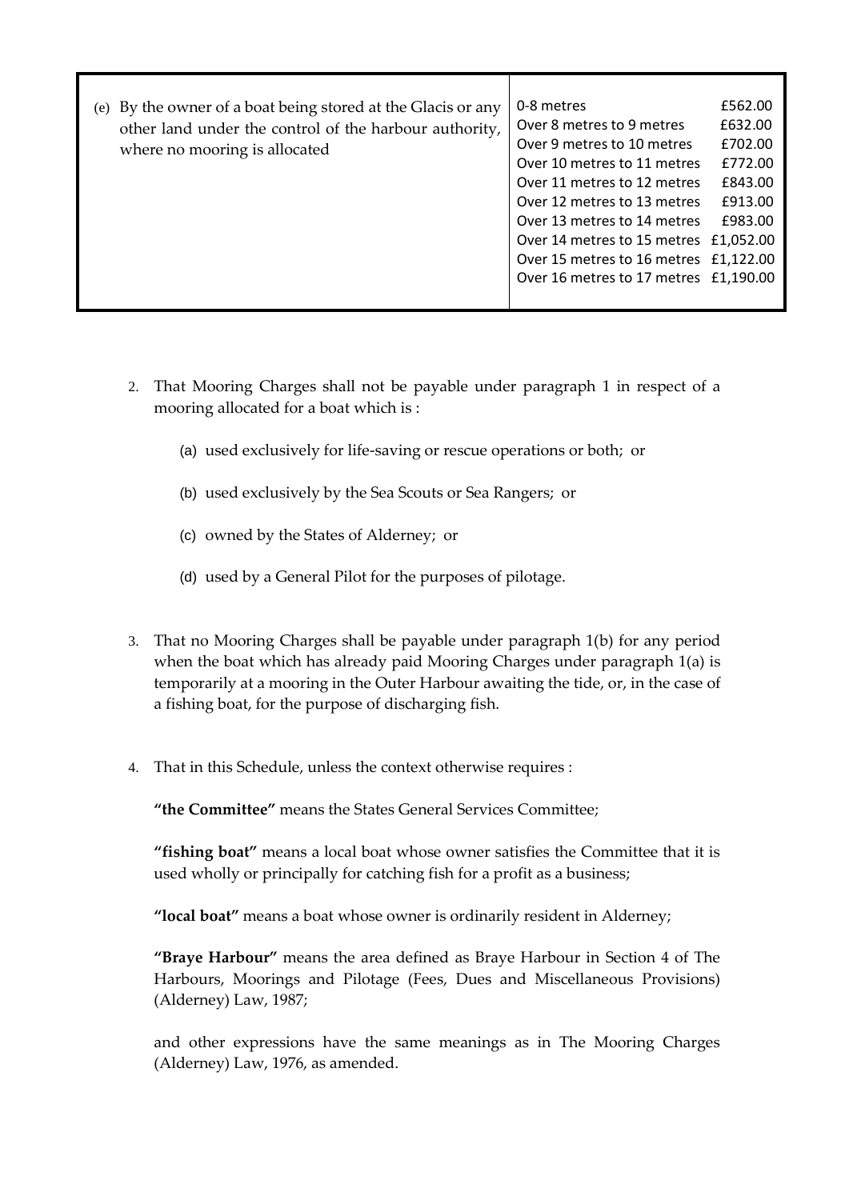| | |
|---|---|
| (e) By the owner of a boat being stored at the Glacis or any other land under the control of the harbour authority, where no mooring is allocated | 0-8 metres £562.00<br>Over 8 metres to 9 metres £632.00<br>Over 9 metres to 10 metres £702.00<br>Over 10 metres to 11 metres £772.00<br>Over 11 metres to 12 metres £843.00<br>Over 12 metres to 13 metres £913.00<br>Over 13 metres to 14 metres £983.00<br>Over 14 metres to 15 metres £1,052.00<br>Over 15 metres to 16 metres £1,122.00<br>Over 16 metres to 17 metres £1,190.00 |

2. That Mooring Charges shall not be payable under paragraph 1 in respect of a mooring allocated for a boat which is :

   (a) used exclusively for life-saving or rescue operations or both; or

   (b) used exclusively by the Sea Scouts or Sea Rangers; or

   (c) owned by the States of Alderney; or

   (d) used by a General Pilot for the purposes of pilotage.

3. That no Mooring Charges shall be payable under paragraph 1(b) for any period when the boat which has already paid Mooring Charges under paragraph 1(a) is temporarily at a mooring in the Outer Harbour awaiting the tide, or, in the case of a fishing boat, for the purpose of discharging fish.

4. That in this Schedule, unless the context otherwise requires :

   **"the Committee"** means the States General Services Committee;

   **"fishing boat"** means a local boat whose owner satisfies the Committee that it is used wholly or principally for catching fish for a profit as a business;

   **"local boat"** means a boat whose owner is ordinarily resident in Alderney;

   **"Braye Harbour"** means the area defined as Braye Harbour in Section 4 of The Harbours, Moorings and Pilotage (Fees, Dues and Miscellaneous Provisions) (Alderney) Law, 1987;

   and other expressions have the same meanings as in The Mooring Charges (Alderney) Law, 1976, as amended.